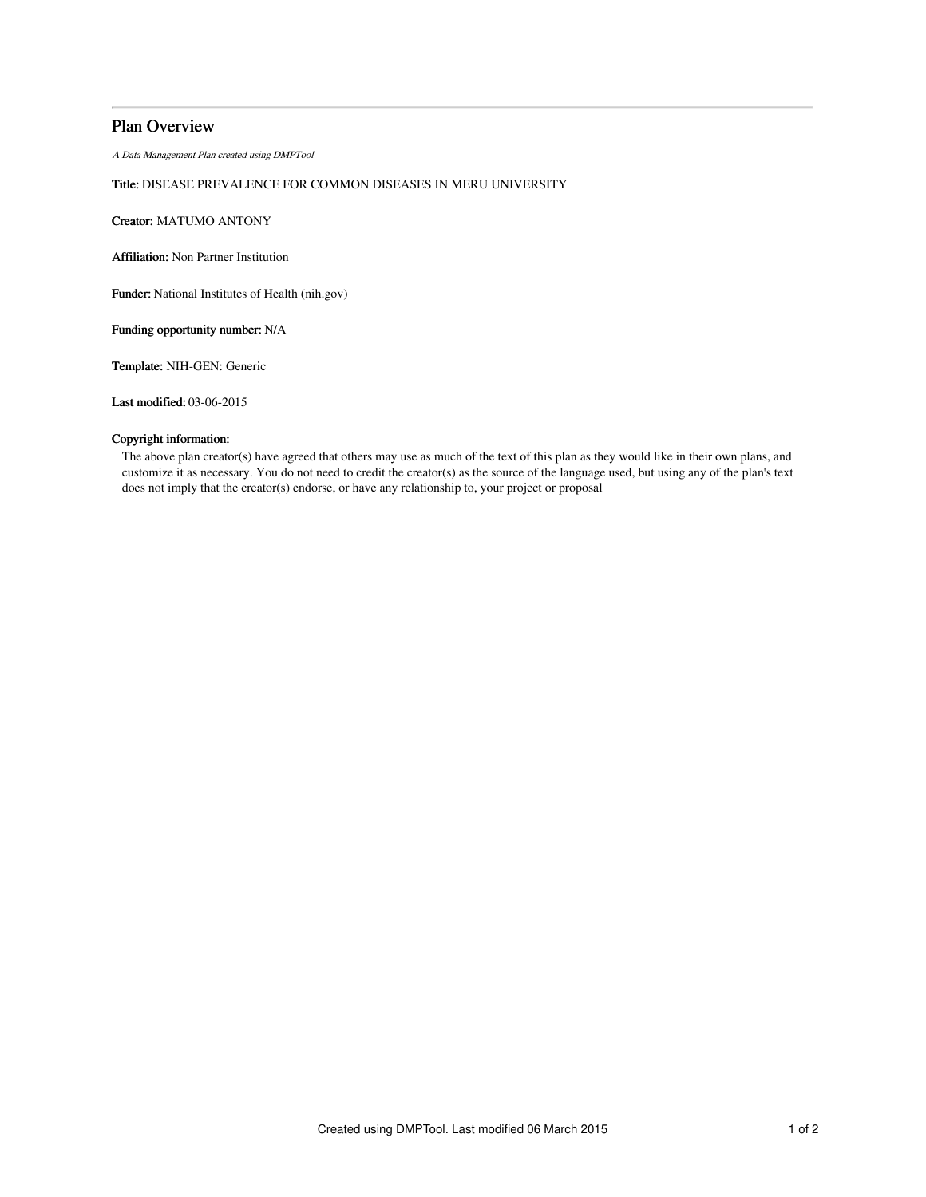# Plan Overview

*A Data Management Plan created using DMPTool*

**Title:** DISEASE PREVALENCE FOR COMMON DISEASES IN MERU UNIVERSITY

**Creator:** MATUMO ANTONY

**Affiliation:** Non Partner Institution

**Funder:** National Institutes of Health (nih.gov)

**Funding opportunity number:** N/A

**Template:** NIH-GEN: Generic

**Last modified:** 03-06-2015

**Copyright information:**

The above plan creator(s) have agreed that others may use as much of the text of this plan as they would like in their own plans, and customize it as necessary. You do not need to credit the creator(s) as the source of the language used, but using any of the plan's text does not imply that the creator(s) endorse, or have any relationship to, your project or proposal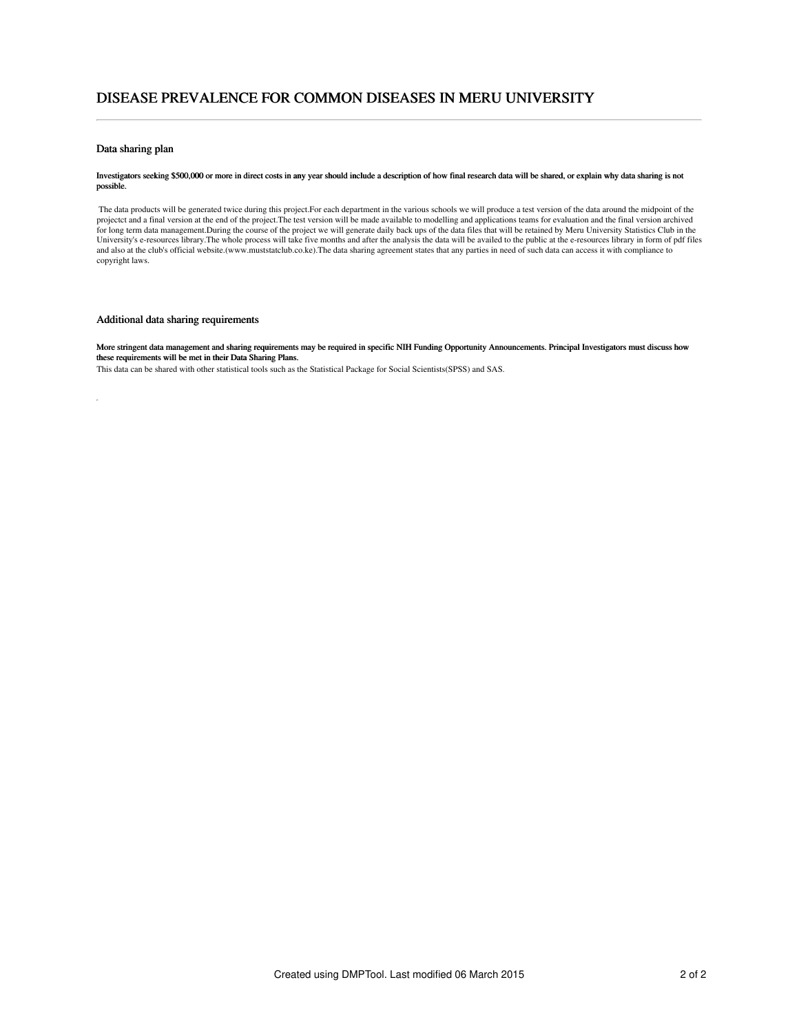# DISEASE PREVALENCE FOR COMMON DISEASES IN MERU UNIVERSITY

---

### Data sharing plan

**Investigators seeking $500,000 or more in direct costs in any year should include a description of how final research data will be shared, or explain why data sharing is not possible.**

The data products will be generated twice during this project.For each department in the various schools we will produce a test version of the data around the midpoint of the projectct and a final version at the end of the project.The test version will be made available to modelling and applications teams for evaluation and the final version archived for long term data management.During the course of the project we will generate daily back ups of the data files that will be retained by Meru University Statistics Club in the University's e-resources library.The whole process will take five months and after the analysis the data will be availed to the public at the e-resources library in form of pdf files and also at the club's official website.(www.muststatclub.co.ke).The data sharing agreement states that any parties in need of such data can access it with compliance to copyright laws.

### Additional data sharing requirements

**More stringent data management and sharing requirements may be required in specific NIH Funding Opportunity Announcements. Principal Investigators must discuss how these requirements will be met in their Data Sharing Plans.**

This data can be shared with other statistical tools such as the Statistical Package for Social Scientists(SPSS) and SAS.

Created using DMPTool. Last modified 06 March 2015